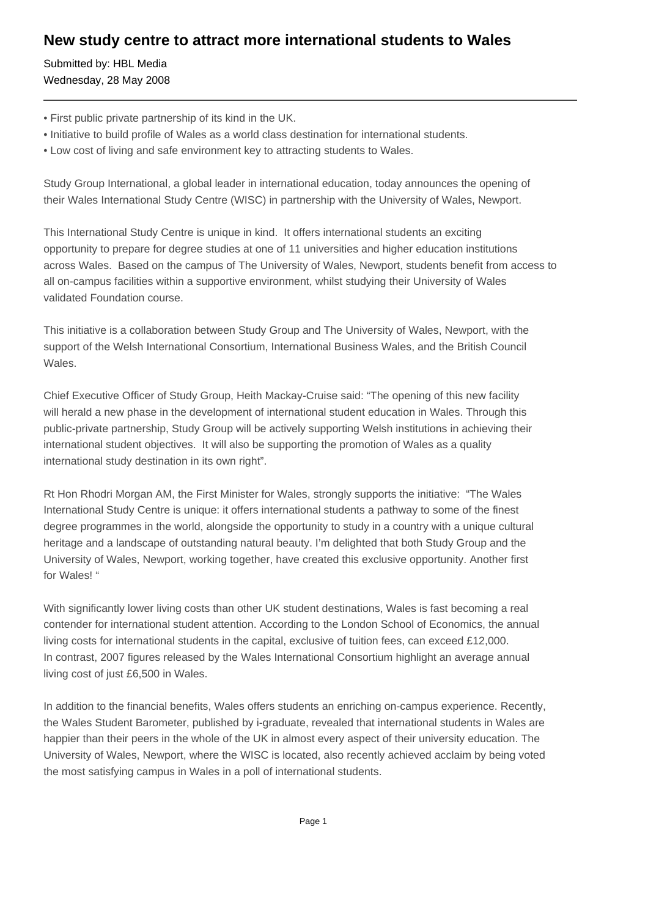# New study centre to attract more international students to Wales

Submitted by: HBL Media
Wednesday, 28 May 2008

---

• First public private partnership of its kind in the UK.
• Initiative to build profile of Wales as a world class destination for international students.
• Low cost of living and safe environment key to attracting students to Wales.

Study Group International, a global leader in international education, today announces the opening of their Wales International Study Centre (WISC) in partnership with the University of Wales, Newport.

This International Study Centre is unique in kind. It offers international students an exciting opportunity to prepare for degree studies at one of 11 universities and higher education institutions across Wales. Based on the campus of The University of Wales, Newport, students benefit from access to all on-campus facilities within a supportive environment, whilst studying their University of Wales validated Foundation course.

This initiative is a collaboration between Study Group and The University of Wales, Newport, with the support of the Welsh International Consortium, International Business Wales, and the British Council Wales.

Chief Executive Officer of Study Group, Heith Mackay-Cruise said: "The opening of this new facility will herald a new phase in the development of international student education in Wales. Through this public-private partnership, Study Group will be actively supporting Welsh institutions in achieving their international student objectives. It will also be supporting the promotion of Wales as a quality international study destination in its own right".

Rt Hon Rhodri Morgan AM, the First Minister for Wales, strongly supports the initiative: "The Wales International Study Centre is unique: it offers international students a pathway to some of the finest degree programmes in the world, alongside the opportunity to study in a country with a unique cultural heritage and a landscape of outstanding natural beauty. I'm delighted that both Study Group and the University of Wales, Newport, working together, have created this exclusive opportunity. Another first for Wales! "

With significantly lower living costs than other UK student destinations, Wales is fast becoming a real contender for international student attention. According to the London School of Economics, the annual living costs for international students in the capital, exclusive of tuition fees, can exceed £12,000. In contrast, 2007 figures released by the Wales International Consortium highlight an average annual living cost of just £6,500 in Wales.

In addition to the financial benefits, Wales offers students an enriching on-campus experience. Recently, the Wales Student Barometer, published by i-graduate, revealed that international students in Wales are happier than their peers in the whole of the UK in almost every aspect of their university education. The University of Wales, Newport, where the WISC is located, also recently achieved acclaim by being voted the most satisfying campus in Wales in a poll of international students.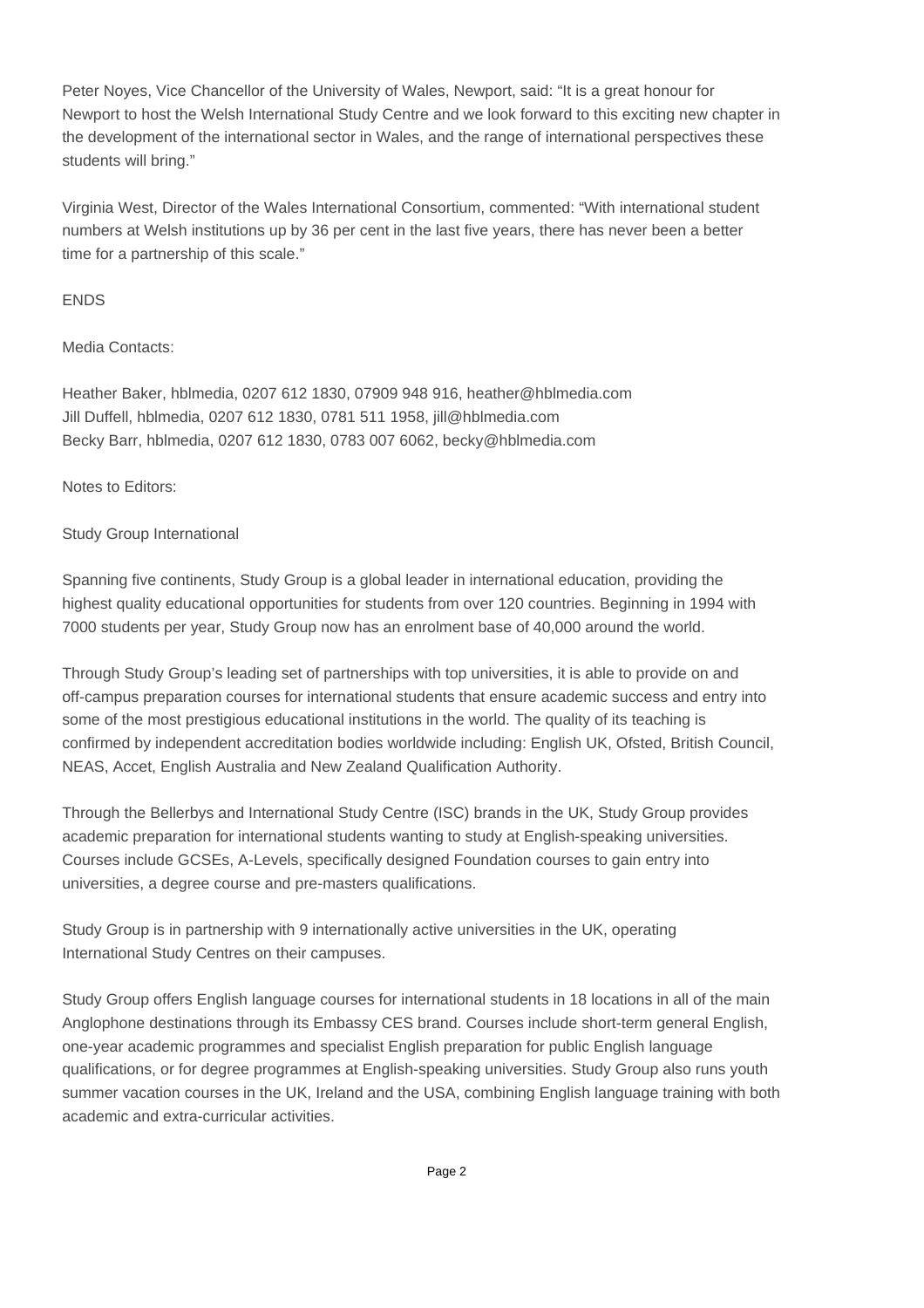Peter Noyes, Vice Chancellor of the University of Wales, Newport, said: "It is a great honour for Newport to host the Welsh International Study Centre and we look forward to this exciting new chapter in the development of the international sector in Wales, and the range of international perspectives these students will bring."

Virginia West, Director of the Wales International Consortium, commented: "With international student numbers at Welsh institutions up by 36 per cent in the last five years, there has never been a better time for a partnership of this scale."

ENDS

Media Contacts:

Heather Baker, hblmedia, 0207 612 1830, 07909 948 916, heather@hblmedia.com
Jill Duffell, hblmedia, 0207 612 1830, 0781 511 1958, jill@hblmedia.com
Becky Barr, hblmedia, 0207 612 1830, 0783 007 6062, becky@hblmedia.com

Notes to Editors:

Study Group International

Spanning five continents, Study Group is a global leader in international education, providing the highest quality educational opportunities for students from over 120 countries. Beginning in 1994 with 7000 students per year, Study Group now has an enrolment base of 40,000 around the world.

Through Study Group's leading set of partnerships with top universities, it is able to provide on and off-campus preparation courses for international students that ensure academic success and entry into some of the most prestigious educational institutions in the world. The quality of its teaching is confirmed by independent accreditation bodies worldwide including: English UK, Ofsted, British Council, NEAS, Accet, English Australia and New Zealand Qualification Authority.

Through the Bellerbys and International Study Centre (ISC) brands in the UK, Study Group provides academic preparation for international students wanting to study at English-speaking universities. Courses include GCSEs, A-Levels, specifically designed Foundation courses to gain entry into universities, a degree course and pre-masters qualifications.

Study Group is in partnership with 9 internationally active universities in the UK, operating International Study Centres on their campuses.

Study Group offers English language courses for international students in 18 locations in all of the main Anglophone destinations through its Embassy CES brand. Courses include short-term general English, one-year academic programmes and specialist English preparation for public English language qualifications, or for degree programmes at English-speaking universities. Study Group also runs youth summer vacation courses in the UK, Ireland and the USA, combining English language training with both academic and extra-curricular activities.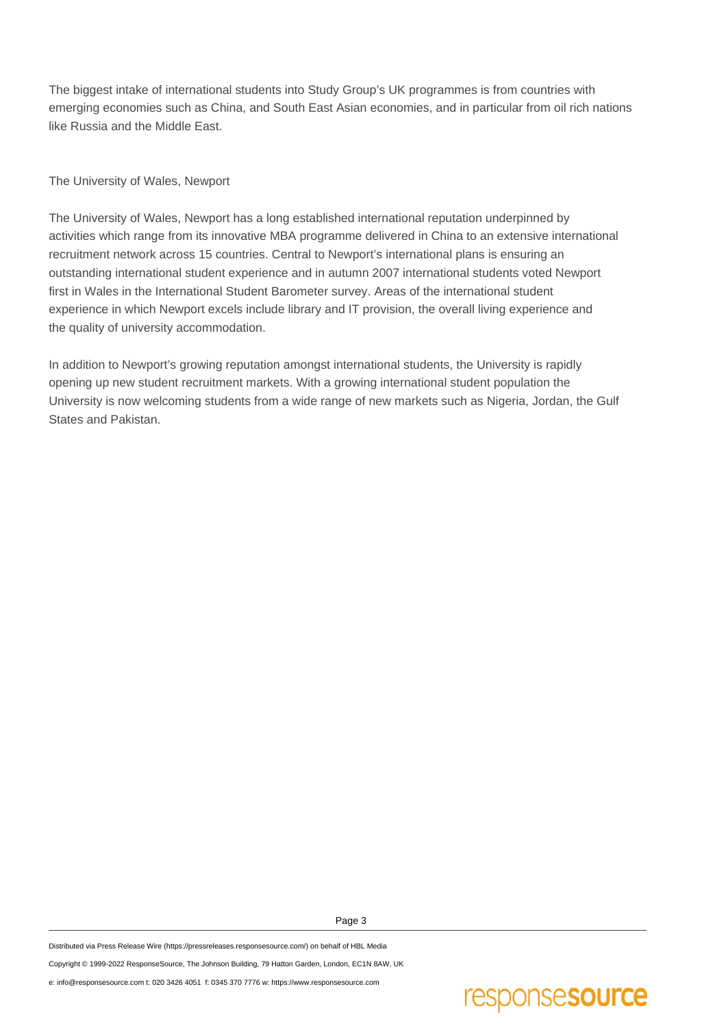The biggest intake of international students into Study Group's UK programmes is from countries with emerging economies such as China, and South East Asian economies, and in particular from oil rich nations like Russia and the Middle East.

The University of Wales, Newport

The University of Wales, Newport has a long established international reputation underpinned by activities which range from its innovative MBA programme delivered in China to an extensive international recruitment network across 15 countries. Central to Newport's international plans is ensuring an outstanding international student experience and in autumn 2007 international students voted Newport first in Wales in the International Student Barometer survey. Areas of the international student experience in which Newport excels include library and IT provision, the overall living experience and the quality of university accommodation.

In addition to Newport's growing reputation amongst international students, the University is rapidly opening up new student recruitment markets. With a growing international student population the University is now welcoming students from a wide range of new markets such as Nigeria, Jordan, the Gulf States and Pakistan.